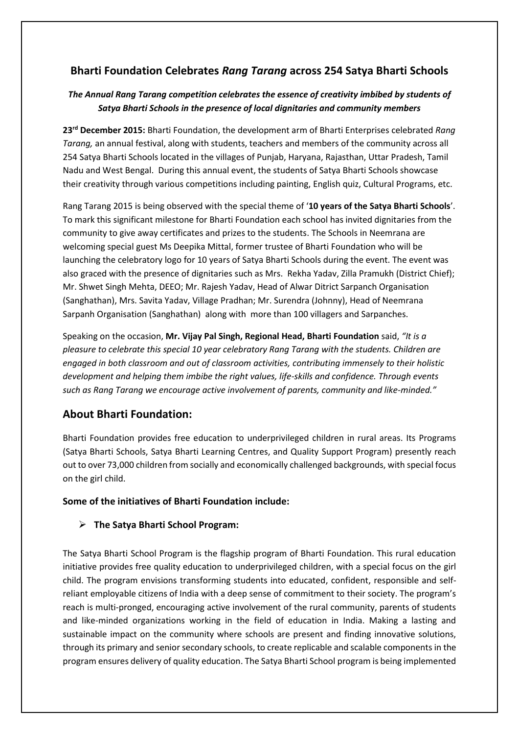## Bharti Foundation Celebrates *Rang Tarang* across 254 Satya Bharti Schools

***The Annual Rang Tarang competition celebrates the essence of creativity imbibed by students of Satya Bharti Schools in the presence of local dignitaries and community members***

**23rd December 2015:** Bharti Foundation, the development arm of Bharti Enterprises celebrated *Rang Tarang,* an annual festival, along with students, teachers and members of the community across all 254 Satya Bharti Schools located in the villages of Punjab, Haryana, Rajasthan, Uttar Pradesh, Tamil Nadu and West Bengal. During this annual event, the students of Satya Bharti Schools showcase their creativity through various competitions including painting, English quiz, Cultural Programs, etc.

Rang Tarang 2015 is being observed with the special theme of '**10 years of the Satya Bharti Schools**'. To mark this significant milestone for Bharti Foundation each school has invited dignitaries from the community to give away certificates and prizes to the students. The Schools in Neemrana are welcoming special guest Ms Deepika Mittal, former trustee of Bharti Foundation who will be launching the celebratory logo for 10 years of Satya Bharti Schools during the event. The event was also graced with the presence of dignitaries such as Mrs. Rekha Yadav, Zilla Pramukh (District Chief); Mr. Shwet Singh Mehta, DEEO; Mr. Rajesh Yadav, Head of Alwar Ditrict Sarpanch Organisation (Sanghathan), Mrs. Savita Yadav, Village Pradhan; Mr. Surendra (Johnny), Head of Neemrana Sarpanh Organisation (Sanghathan) along with more than 100 villagers and Sarpanches.

Speaking on the occasion, **Mr. Vijay Pal Singh, Regional Head, Bharti Foundation** said, *"It is a pleasure to celebrate this special 10 year celebratory Rang Tarang with the students. Children are engaged in both classroom and out of classroom activities, contributing immensely to their holistic development and helping them imbibe the right values, life-skills and confidence. Through events such as Rang Tarang we encourage active involvement of parents, community and like-minded."*

## About Bharti Foundation:

Bharti Foundation provides free education to underprivileged children in rural areas. Its Programs (Satya Bharti Schools, Satya Bharti Learning Centres, and Quality Support Program) presently reach out to over 73,000 children from socially and economically challenged backgrounds, with special focus on the girl child.

**Some of the initiatives of Bharti Foundation include:**

- **The Satya Bharti School Program:**

The Satya Bharti School Program is the flagship program of Bharti Foundation. This rural education initiative provides free quality education to underprivileged children, with a special focus on the girl child. The program envisions transforming students into educated, confident, responsible and self-reliant employable citizens of India with a deep sense of commitment to their society. The program's reach is multi-pronged, encouraging active involvement of the rural community, parents of students and like-minded organizations working in the field of education in India. Making a lasting and sustainable impact on the community where schools are present and finding innovative solutions, through its primary and senior secondary schools, to create replicable and scalable components in the program ensures delivery of quality education. The Satya Bharti School program is being implemented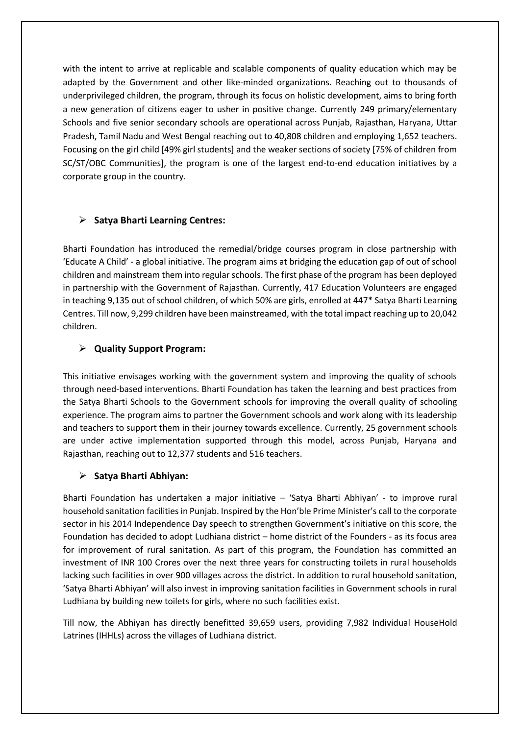with the intent to arrive at replicable and scalable components of quality education which may be adapted by the Government and other like-minded organizations. Reaching out to thousands of underprivileged children, the program, through its focus on holistic development, aims to bring forth a new generation of citizens eager to usher in positive change. Currently 249 primary/elementary Schools and five senior secondary schools are operational across Punjab, Rajasthan, Haryana, Uttar Pradesh, Tamil Nadu and West Bengal reaching out to 40,808 children and employing 1,652 teachers. Focusing on the girl child [49% girl students] and the weaker sections of society [75% of children from SC/ST/OBC Communities], the program is one of the largest end-to-end education initiatives by a corporate group in the country.

- **Satya Bharti Learning Centres:**

Bharti Foundation has introduced the remedial/bridge courses program in close partnership with 'Educate A Child' - a global initiative. The program aims at bridging the education gap of out of school children and mainstream them into regular schools. The first phase of the program has been deployed in partnership with the Government of Rajasthan. Currently, 417 Education Volunteers are engaged in teaching 9,135 out of school children, of which 50% are girls, enrolled at 447* Satya Bharti Learning Centres. Till now, 9,299 children have been mainstreamed, with the total impact reaching up to 20,042 children.

- **Quality Support Program:**

This initiative envisages working with the government system and improving the quality of schools through need-based interventions. Bharti Foundation has taken the learning and best practices from the Satya Bharti Schools to the Government schools for improving the overall quality of schooling experience. The program aims to partner the Government schools and work along with its leadership and teachers to support them in their journey towards excellence. Currently, 25 government schools are under active implementation supported through this model, across Punjab, Haryana and Rajasthan, reaching out to 12,377 students and 516 teachers.

- **Satya Bharti Abhiyan:**

Bharti Foundation has undertaken a major initiative – 'Satya Bharti Abhiyan' - to improve rural household sanitation facilities in Punjab. Inspired by the Hon'ble Prime Minister's call to the corporate sector in his 2014 Independence Day speech to strengthen Government's initiative on this score, the Foundation has decided to adopt Ludhiana district – home district of the Founders - as its focus area for improvement of rural sanitation. As part of this program, the Foundation has committed an investment of INR 100 Crores over the next three years for constructing toilets in rural households lacking such facilities in over 900 villages across the district. In addition to rural household sanitation, 'Satya Bharti Abhiyan' will also invest in improving sanitation facilities in Government schools in rural Ludhiana by building new toilets for girls, where no such facilities exist.

Till now, the Abhiyan has directly benefitted 39,659 users, providing 7,982 Individual HouseHold Latrines (IHHLs) across the villages of Ludhiana district.